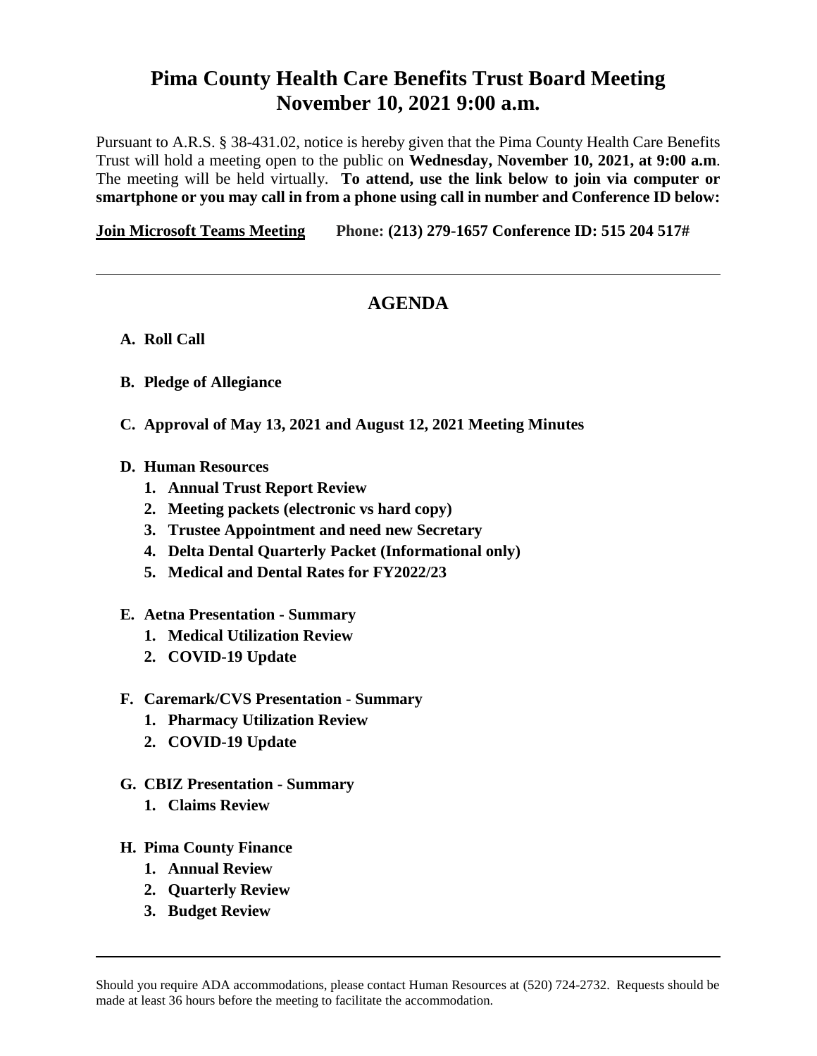# Pima County Health Care Benefits Trust Board Meeting
# November 10, 2021 9:00 a.m.

Pursuant to A.R.S. § 38-431.02, notice is hereby given that the Pima County Health Care Benefits Trust will hold a meeting open to the public on **Wednesday, November 10, 2021, at 9:00 a.m**. The meeting will be held virtually. **To attend, use the link below to join via computer or smartphone or you may call in from a phone using call in number and Conference ID below:**

**Join Microsoft Teams Meeting** **Phone: (213) 279-1657 Conference ID: 515 204 517#**

---

## AGENDA

**A. Roll Call**

**B. Pledge of Allegiance**

**C. Approval of May 13, 2021 and August 12, 2021 Meeting Minutes**

**D. Human Resources**

1. **Annual Trust Report Review**
2. **Meeting packets (electronic vs hard copy)**
3. **Trustee Appointment and need new Secretary**
4. **Delta Dental Quarterly Packet (Informational only)**
5. **Medical and Dental Rates for FY2022/23**

**E. Aetna Presentation - Summary**

1. **Medical Utilization Review**
2. **COVID-19 Update**

**F. Caremark/CVS Presentation - Summary**

1. **Pharmacy Utilization Review**
2. **COVID-19 Update**

**G. CBIZ Presentation - Summary**

1. **Claims Review**

**H. Pima County Finance**

1. **Annual Review**
2. **Quarterly Review**
3. **Budget Review**

---

Should you require ADA accommodations, please contact Human Resources at (520) 724-2732. Requests should be made at least 36 hours before the meeting to facilitate the accommodation.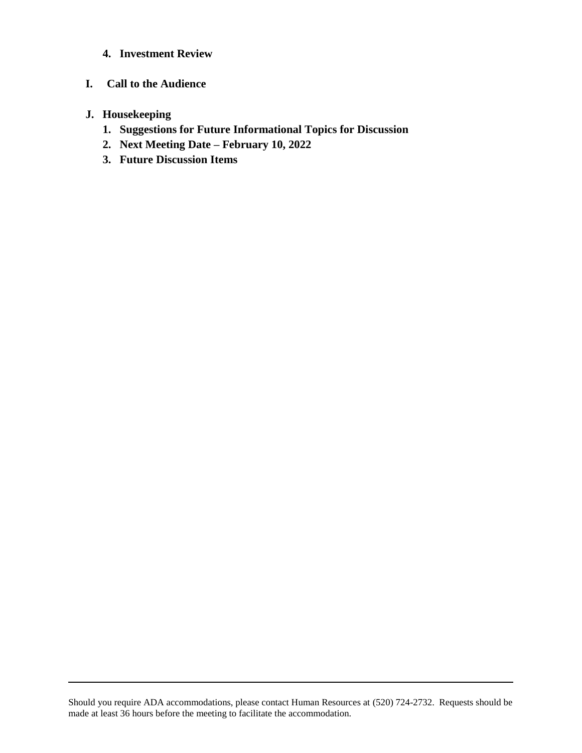4. **Investment Review**

**I. Call to the Audience**

**J. Housekeeping**

1. **Suggestions for Future Informational Topics for Discussion**
2. **Next Meeting Date – February 10, 2022**
3. **Future Discussion Items**

---

Should you require ADA accommodations, please contact Human Resources at (520) 724-2732. Requests should be made at least 36 hours before the meeting to facilitate the accommodation.